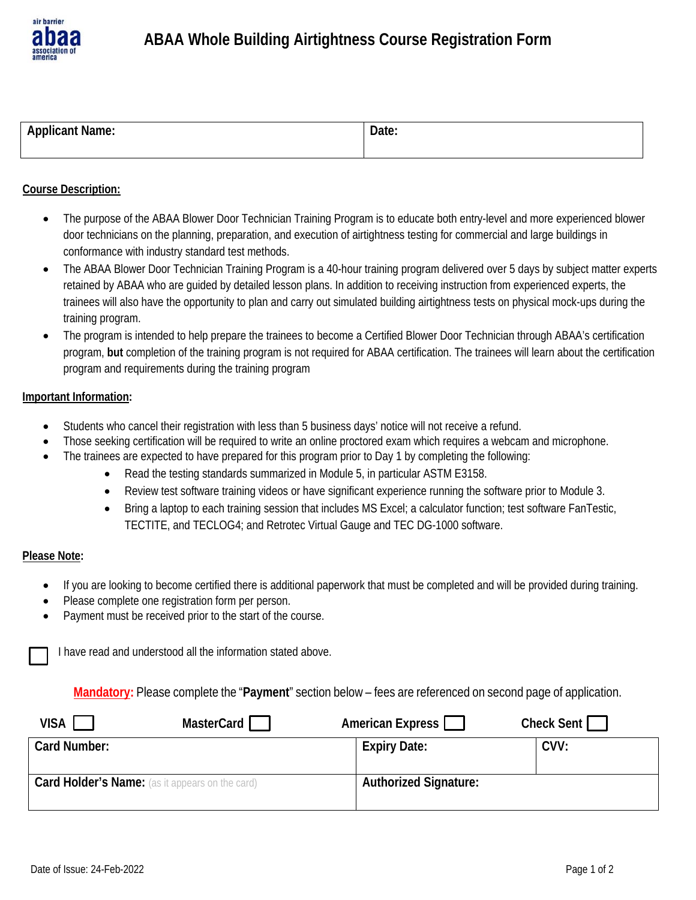air barrier abaa association of america

# ABAA Whole Building Airtightness Course Registration Form

| Applicant Name: | Date: |
|---|---|
| | |

**Course Description:**

- The purpose of the ABAA Blower Door Technician Training Program is to educate both entry-level and more experienced blower door technicians on the planning, preparation, and execution of airtightness testing for commercial and large buildings in conformance with industry standard test methods.
- The ABAA Blower Door Technician Training Program is a 40-hour training program delivered over 5 days by subject matter experts retained by ABAA who are guided by detailed lesson plans. In addition to receiving instruction from experienced experts, the trainees will also have the opportunity to plan and carry out simulated building airtightness tests on physical mock-ups during the training program.
- The program is intended to help prepare the trainees to become a Certified Blower Door Technician through ABAA's certification program, **but** completion of the training program is not required for ABAA certification. The trainees will learn about the certification program and requirements during the training program

**Important Information:**

- Students who cancel their registration with less than 5 business days' notice will not receive a refund.
- Those seeking certification will be required to write an online proctored exam which requires a webcam and microphone.
- The trainees are expected to have prepared for this program prior to Day 1 by completing the following:
  - Read the testing standards summarized in Module 5, in particular ASTM E3158.
  - Review test software training videos or have significant experience running the software prior to Module 3.
  - Bring a laptop to each training session that includes MS Excel; a calculator function; test software FanTestic, TECTITE, and TECLOG4; and Retrotec Virtual Gauge and TEC DG-1000 software.

**Please Note:**

- If you are looking to become certified there is additional paperwork that must be completed and will be provided during training.
- Please complete one registration form per person.
- Payment must be received prior to the start of the course.

☐ I have read and understood all the information stated above.

**Mandatory:** Please complete the "**Payment**" section below – fees are referenced on second page of application.

VISA ☐ MasterCard ☐ American Express ☐ Check Sent ☐

| Card Number: | Expiry Date: | CVV: |
|---|---|---|
| **Card Holder's Name:** (as it appears on the card) | **Authorized Signature:** | |

Date of Issue: 24-Feb-2022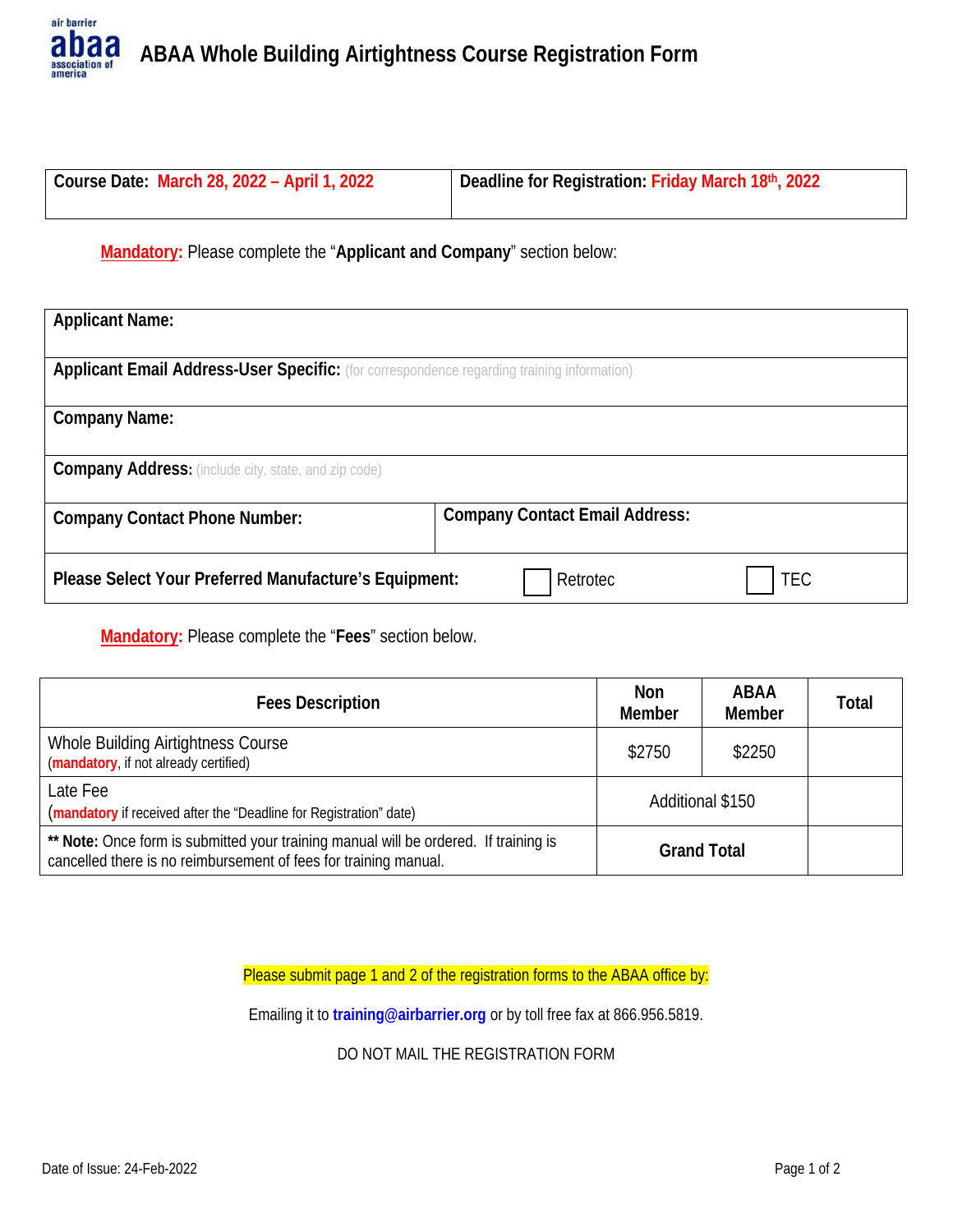# ABAA Whole Building Airtightness Course Registration Form

| Course Date: March 28, 2022 – April 1, 2022 | Deadline for Registration: Friday March 18th, 2022 |
|---|---|

**Mandatory:** Please complete the "**Applicant and Company**" section below:

| | | | |
|---|---|---|---|
| **Applicant Name:** | | | |
| **Applicant Email Address-User Specific:** (for correspondence regarding training information) | | | |
| **Company Name:** | | | |
| **Company Address:** (include city, state, and zip code) | | | |
| **Company Contact Phone Number:** | **Company Contact Email Address:** | | |
| **Please Select Your Preferred Manufacture's Equipment:** | | ☐ Retrotec | ☐ TEC |

**Mandatory:** Please complete the "**Fees**" section below.

| Fees Description | Non Member | ABAA Member | Total |
|---|---|---|---|
| Whole Building Airtightness Course (**mandatory**, if not already certified) | $2750 | $2250 | |
| Late Fee (**mandatory** if received after the "Deadline for Registration" date) | Additional $150 | | |
| ** **Note:** Once form is submitted your training manual will be ordered. If training is cancelled there is no reimbursement of fees for training manual. | **Grand Total** | | |

Please submit page 1 and 2 of the registration forms to the ABAA office by:

Emailing it to **training@airbarrier.org** or by toll free fax at 866.956.5819.

DO NOT MAIL THE REGISTRATION FORM

Date of Issue: 24-Feb-2022